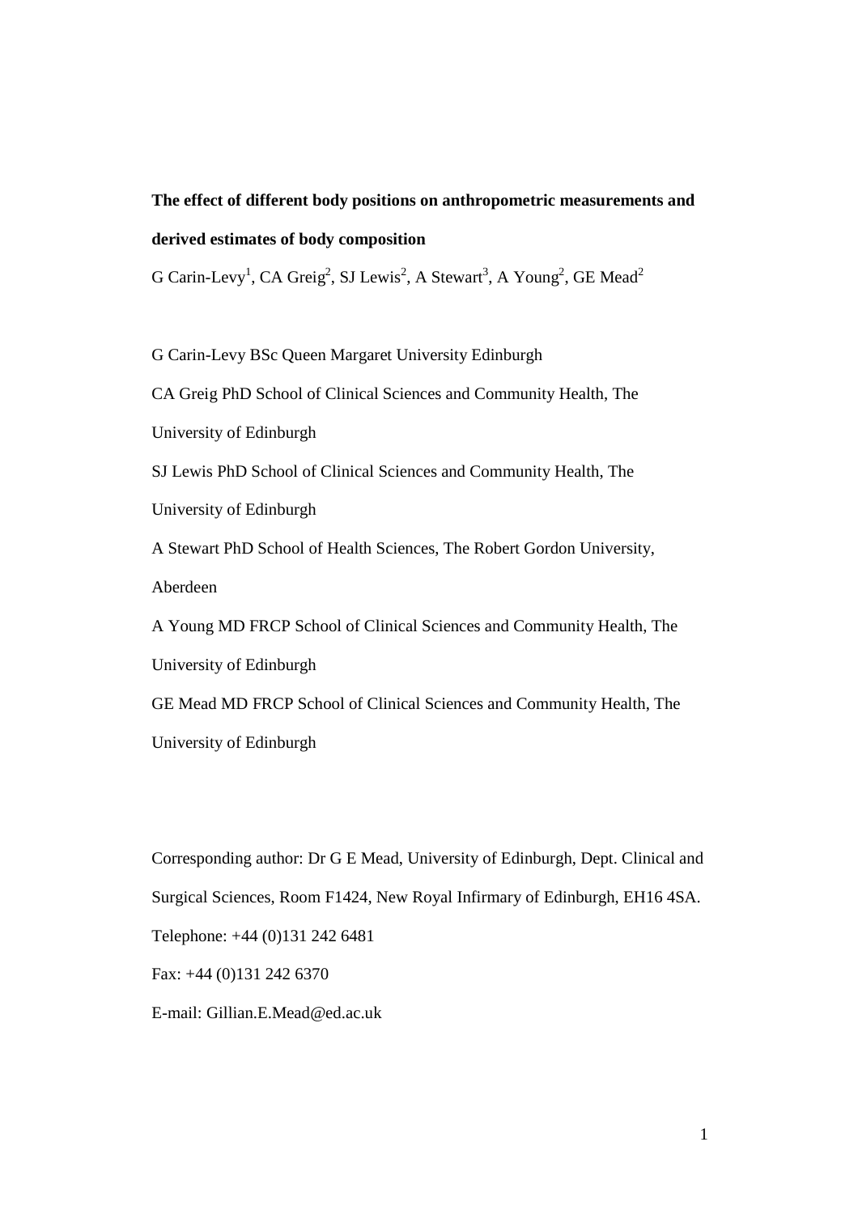**The effect of different body positions on anthropometric measurements and derived estimates of body composition**

G Carin-Levy[1], CA Greig[2], SJ Lewis[2], A Stewart[3], A Young[2], GE Mead[2]

G Carin-Levy BSc Queen Margaret University Edinburgh

CA Greig PhD School of Clinical Sciences and Community Health, The University of Edinburgh

SJ Lewis PhD School of Clinical Sciences and Community Health, The University of Edinburgh

A Stewart PhD School of Health Sciences, The Robert Gordon University, Aberdeen

A Young MD FRCP School of Clinical Sciences and Community Health, The University of Edinburgh

GE Mead MD FRCP School of Clinical Sciences and Community Health, The University of Edinburgh

Corresponding author: Dr G E Mead, University of Edinburgh, Dept. Clinical and Surgical Sciences, Room F1424, New Royal Infirmary of Edinburgh, EH16 4SA.

Telephone: +44 (0)131 242 6481

Fax: +44 (0)131 242 6370

E-mail: Gillian.E.Mead@ed.ac.uk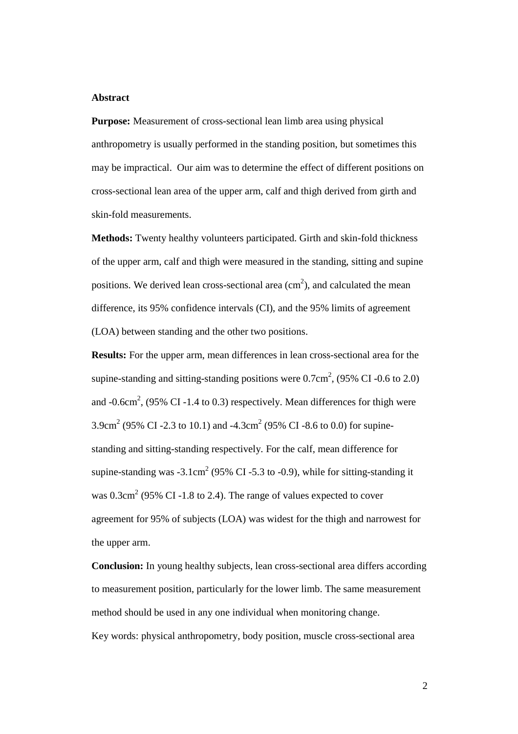## Abstract

**Purpose:** Measurement of cross-sectional lean limb area using physical anthropometry is usually performed in the standing position, but sometimes this may be impractical. Our aim was to determine the effect of different positions on cross-sectional lean area of the upper arm, calf and thigh derived from girth and skin-fold measurements.

**Methods:** Twenty healthy volunteers participated. Girth and skin-fold thickness of the upper arm, calf and thigh were measured in the standing, sitting and supine positions. We derived lean cross-sectional area ($cm^2$), and calculated the mean difference, its 95% confidence intervals (CI), and the 95% limits of agreement (LOA) between standing and the other two positions.

**Results:** For the upper arm, mean differences in lean cross-sectional area for the supine-standing and sitting-standing positions were $0.7cm^2$, (95% CI -0.6 to 2.0) and $-0.6cm^2$, (95% CI -1.4 to 0.3) respectively. Mean differences for thigh were $3.9cm^2$ (95% CI -2.3 to 10.1) and $-4.3cm^2$ (95% CI -8.6 to 0.0) for supine-standing and sitting-standing respectively. For the calf, mean difference for supine-standing was $-3.1cm^2$ (95% CI -5.3 to -0.9), while for sitting-standing it was $0.3cm^2$ (95% CI -1.8 to 2.4). The range of values expected to cover agreement for 95% of subjects (LOA) was widest for the thigh and narrowest for the upper arm.

**Conclusion:** In young healthy subjects, lean cross-sectional area differs according to measurement position, particularly for the lower limb. The same measurement method should be used in any one individual when monitoring change.

Key words: physical anthropometry, body position, muscle cross-sectional area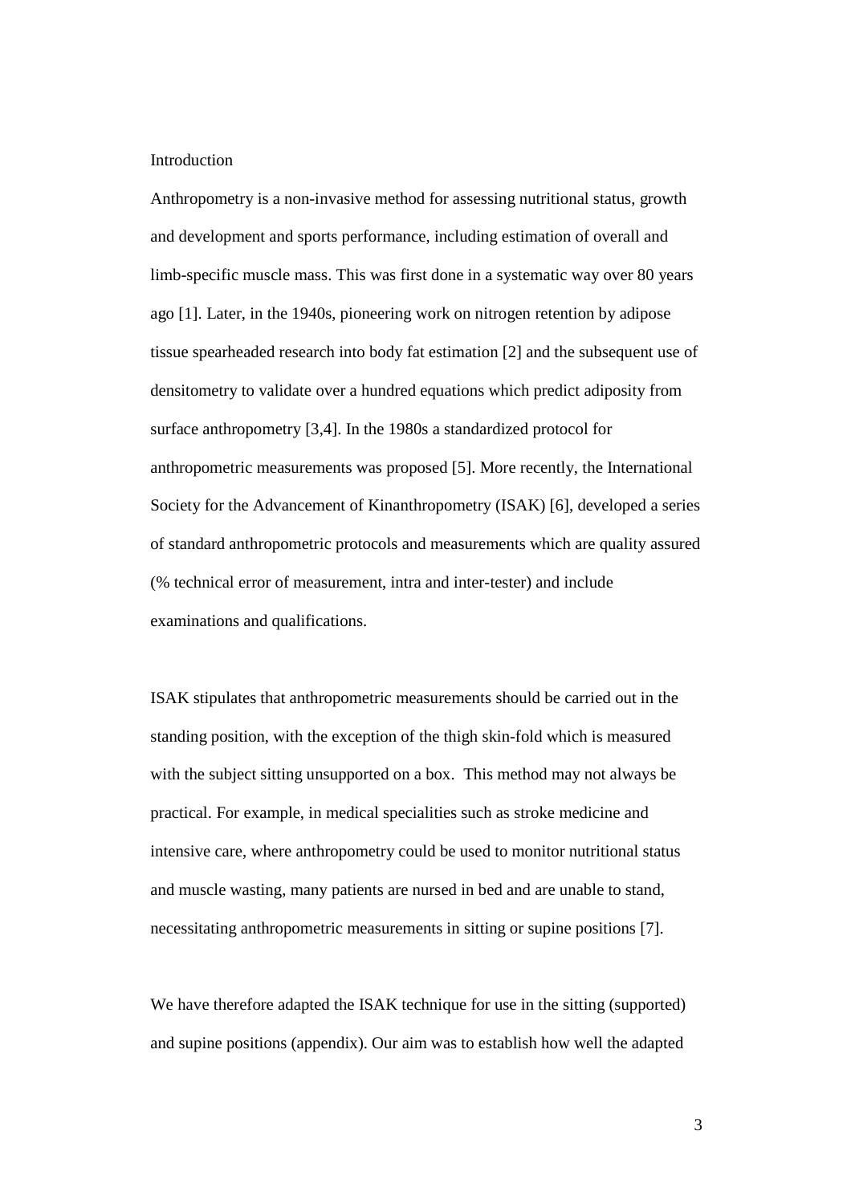# Introduction

Anthropometry is a non-invasive method for assessing nutritional status, growth and development and sports performance, including estimation of overall and limb-specific muscle mass. This was first done in a systematic way over 80 years ago [1]. Later, in the 1940s, pioneering work on nitrogen retention by adipose tissue spearheaded research into body fat estimation [2] and the subsequent use of densitometry to validate over a hundred equations which predict adiposity from surface anthropometry [3,4]. In the 1980s a standardized protocol for anthropometric measurements was proposed [5]. More recently, the International Society for the Advancement of Kinanthropometry (ISAK) [6], developed a series of standard anthropometric protocols and measurements which are quality assured (% technical error of measurement, intra and inter-tester) and include examinations and qualifications.

ISAK stipulates that anthropometric measurements should be carried out in the standing position, with the exception of the thigh skin-fold which is measured with the subject sitting unsupported on a box. This method may not always be practical. For example, in medical specialities such as stroke medicine and intensive care, where anthropometry could be used to monitor nutritional status and muscle wasting, many patients are nursed in bed and are unable to stand, necessitating anthropometric measurements in sitting or supine positions [7].

We have therefore adapted the ISAK technique for use in the sitting (supported) and supine positions (appendix). Our aim was to establish how well the adapted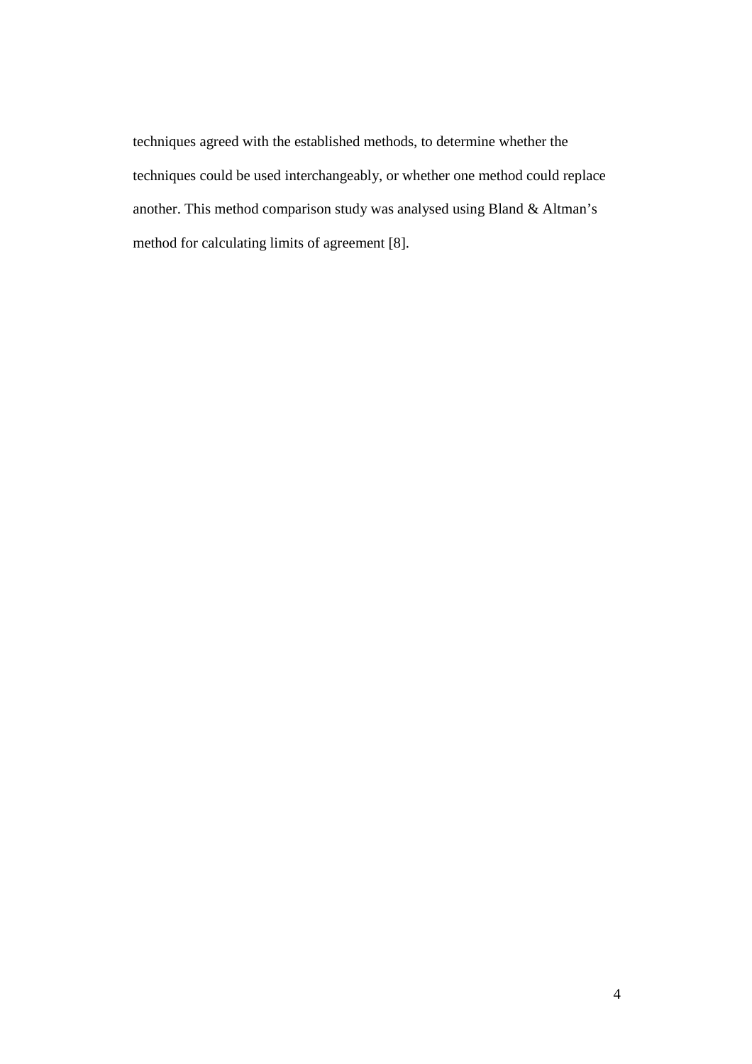techniques agreed with the established methods, to determine whether the techniques could be used interchangeably, or whether one method could replace another. This method comparison study was analysed using Bland & Altman's method for calculating limits of agreement [8].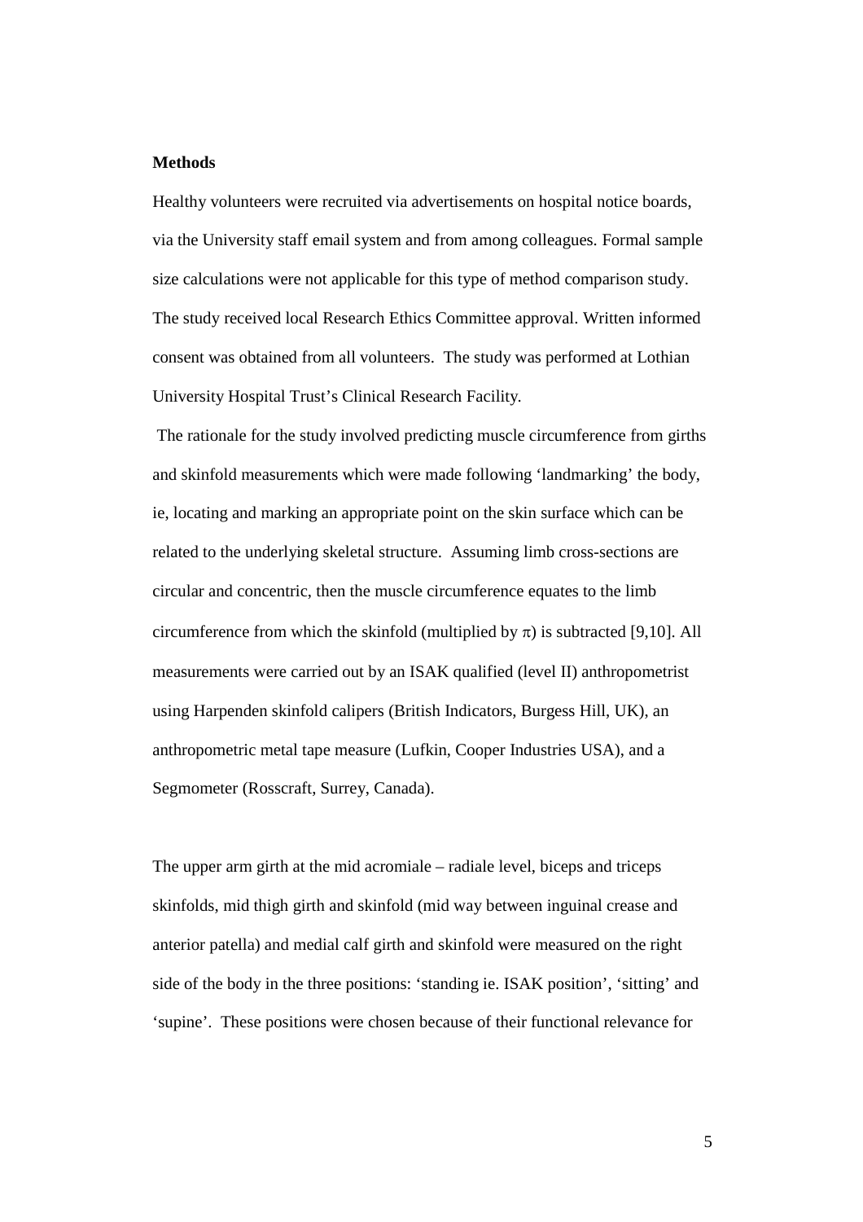**Methods**

Healthy volunteers were recruited via advertisements on hospital notice boards, via the University staff email system and from among colleagues. Formal sample size calculations were not applicable for this type of method comparison study. The study received local Research Ethics Committee approval. Written informed consent was obtained from all volunteers. The study was performed at Lothian University Hospital Trust's Clinical Research Facility.

The rationale for the study involved predicting muscle circumference from girths and skinfold measurements which were made following 'landmarking' the body, ie, locating and marking an appropriate point on the skin surface which can be related to the underlying skeletal structure. Assuming limb cross-sections are circular and concentric, then the muscle circumference equates to the limb circumference from which the skinfold (multiplied by $\pi$) is subtracted [9,10]. All measurements were carried out by an ISAK qualified (level II) anthropometrist using Harpenden skinfold calipers (British Indicators, Burgess Hill, UK), an anthropometric metal tape measure (Lufkin, Cooper Industries USA), and a Segmometer (Rosscraft, Surrey, Canada).

The upper arm girth at the mid acromiale – radiale level, biceps and triceps skinfolds, mid thigh girth and skinfold (mid way between inguinal crease and anterior patella) and medial calf girth and skinfold were measured on the right side of the body in the three positions: 'standing ie. ISAK position', 'sitting' and 'supine'. These positions were chosen because of their functional relevance for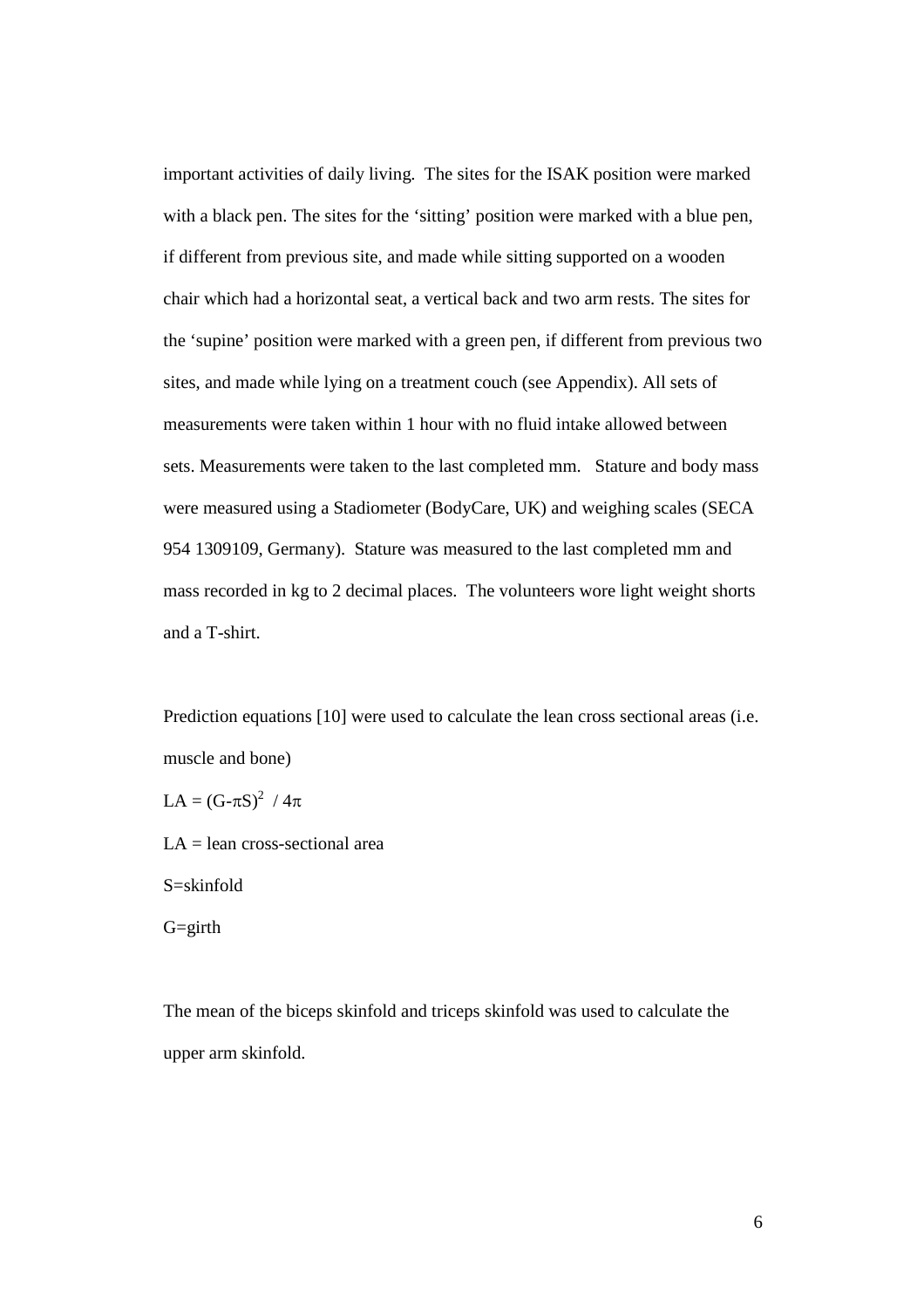important activities of daily living. The sites for the ISAK position were marked with a black pen. The sites for the 'sitting' position were marked with a blue pen, if different from previous site, and made while sitting supported on a wooden chair which had a horizontal seat, a vertical back and two arm rests. The sites for the 'supine' position were marked with a green pen, if different from previous two sites, and made while lying on a treatment couch (see Appendix). All sets of measurements were taken within 1 hour with no fluid intake allowed between sets. Measurements were taken to the last completed mm. Stature and body mass were measured using a Stadiometer (BodyCare, UK) and weighing scales (SECA 954 1309109, Germany). Stature was measured to the last completed mm and mass recorded in kg to 2 decimal places. The volunteers wore light weight shorts and a T-shirt.

Prediction equations [10] were used to calculate the lean cross sectional areas (i.e. muscle and bone)

$$LA = (G-\pi S)^2 / 4\pi$$

LA = lean cross-sectional area

S=skinfold

G=girth

The mean of the biceps skinfold and triceps skinfold was used to calculate the upper arm skinfold.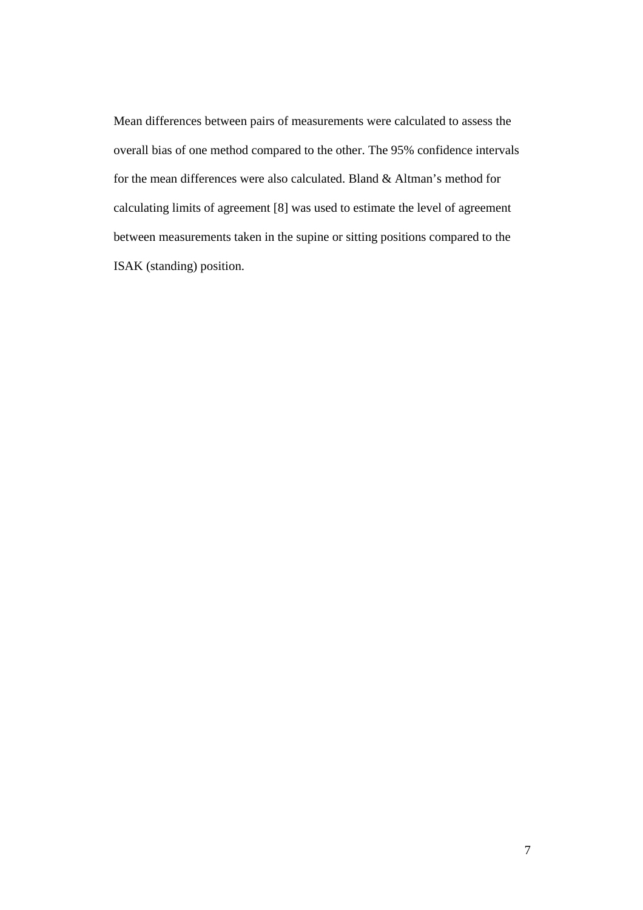Mean differences between pairs of measurements were calculated to assess the overall bias of one method compared to the other. The 95% confidence intervals for the mean differences were also calculated. Bland & Altman's method for calculating limits of agreement [8] was used to estimate the level of agreement between measurements taken in the supine or sitting positions compared to the ISAK (standing) position.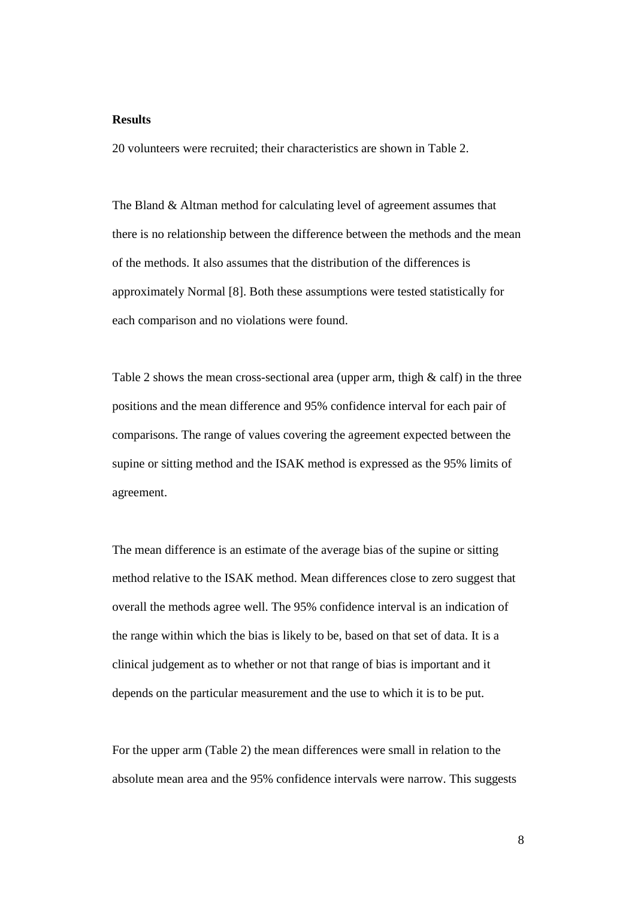**Results**

20 volunteers were recruited; their characteristics are shown in Table 2.

The Bland & Altman method for calculating level of agreement assumes that there is no relationship between the difference between the methods and the mean of the methods. It also assumes that the distribution of the differences is approximately Normal [8]. Both these assumptions were tested statistically for each comparison and no violations were found.

Table 2 shows the mean cross-sectional area (upper arm, thigh & calf) in the three positions and the mean difference and 95% confidence interval for each pair of comparisons. The range of values covering the agreement expected between the supine or sitting method and the ISAK method is expressed as the 95% limits of agreement.

The mean difference is an estimate of the average bias of the supine or sitting method relative to the ISAK method. Mean differences close to zero suggest that overall the methods agree well. The 95% confidence interval is an indication of the range within which the bias is likely to be, based on that set of data. It is a clinical judgement as to whether or not that range of bias is important and it depends on the particular measurement and the use to which it is to be put.

For the upper arm (Table 2) the mean differences were small in relation to the absolute mean area and the 95% confidence intervals were narrow. This suggests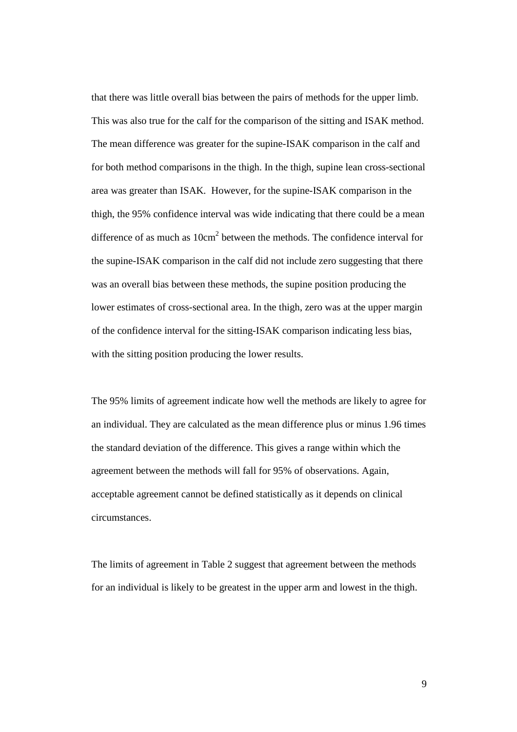that there was little overall bias between the pairs of methods for the upper limb. This was also true for the calf for the comparison of the sitting and ISAK method. The mean difference was greater for the supine-ISAK comparison in the calf and for both method comparisons in the thigh. In the thigh, supine lean cross-sectional area was greater than ISAK. However, for the supine-ISAK comparison in the thigh, the 95% confidence interval was wide indicating that there could be a mean difference of as much as $10 cm^2$ between the methods. The confidence interval for the supine-ISAK comparison in the calf did not include zero suggesting that there was an overall bias between these methods, the supine position producing the lower estimates of cross-sectional area. In the thigh, zero was at the upper margin of the confidence interval for the sitting-ISAK comparison indicating less bias, with the sitting position producing the lower results.

The 95% limits of agreement indicate how well the methods are likely to agree for an individual. They are calculated as the mean difference plus or minus 1.96 times the standard deviation of the difference. This gives a range within which the agreement between the methods will fall for 95% of observations. Again, acceptable agreement cannot be defined statistically as it depends on clinical circumstances.

The limits of agreement in Table 2 suggest that agreement between the methods for an individual is likely to be greatest in the upper arm and lowest in the thigh.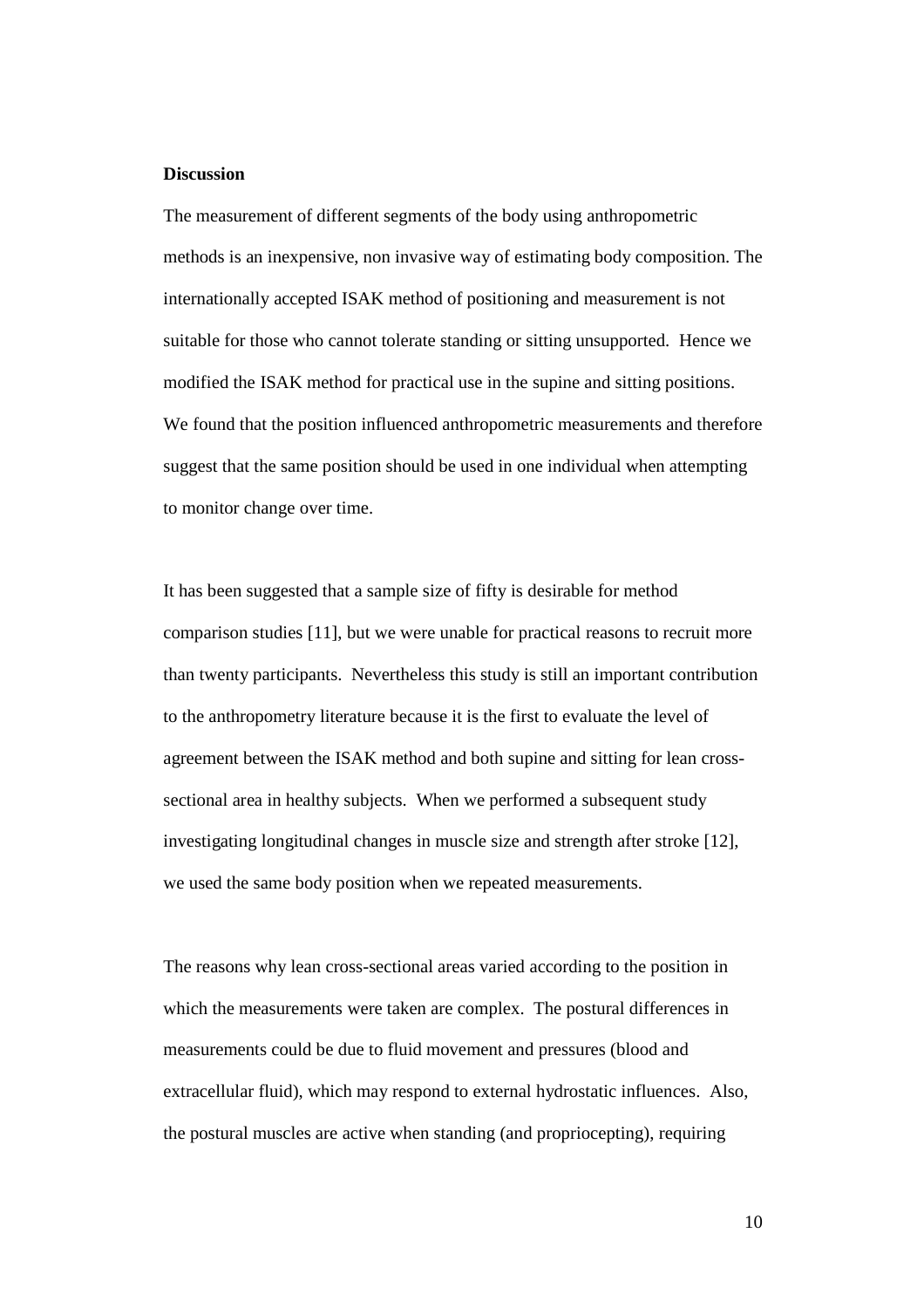**Discussion**

The measurement of different segments of the body using anthropometric methods is an inexpensive, non invasive way of estimating body composition. The internationally accepted ISAK method of positioning and measurement is not suitable for those who cannot tolerate standing or sitting unsupported. Hence we modified the ISAK method for practical use in the supine and sitting positions. We found that the position influenced anthropometric measurements and therefore suggest that the same position should be used in one individual when attempting to monitor change over time.

It has been suggested that a sample size of fifty is desirable for method comparison studies [11], but we were unable for practical reasons to recruit more than twenty participants. Nevertheless this study is still an important contribution to the anthropometry literature because it is the first to evaluate the level of agreement between the ISAK method and both supine and sitting for lean cross-sectional area in healthy subjects. When we performed a subsequent study investigating longitudinal changes in muscle size and strength after stroke [12], we used the same body position when we repeated measurements.

The reasons why lean cross-sectional areas varied according to the position in which the measurements were taken are complex. The postural differences in measurements could be due to fluid movement and pressures (blood and extracellular fluid), which may respond to external hydrostatic influences. Also, the postural muscles are active when standing (and propriocepting), requiring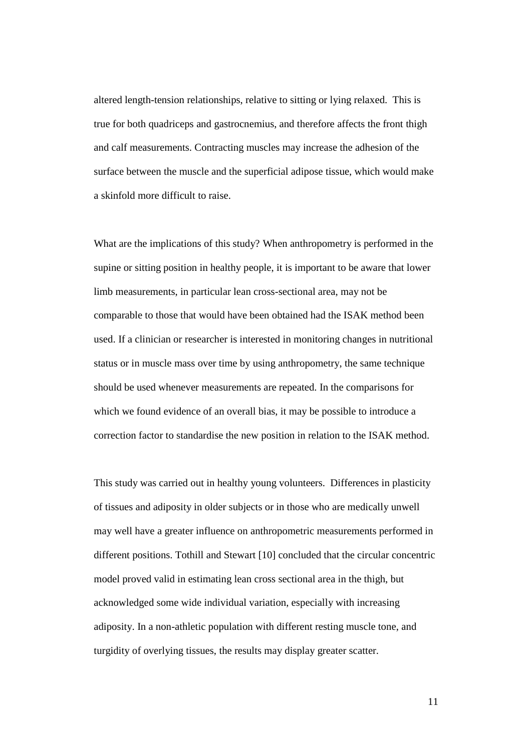altered length-tension relationships, relative to sitting or lying relaxed. This is true for both quadriceps and gastrocnemius, and therefore affects the front thigh and calf measurements. Contracting muscles may increase the adhesion of the surface between the muscle and the superficial adipose tissue, which would make a skinfold more difficult to raise.

What are the implications of this study? When anthropometry is performed in the supine or sitting position in healthy people, it is important to be aware that lower limb measurements, in particular lean cross-sectional area, may not be comparable to those that would have been obtained had the ISAK method been used. If a clinician or researcher is interested in monitoring changes in nutritional status or in muscle mass over time by using anthropometry, the same technique should be used whenever measurements are repeated. In the comparisons for which we found evidence of an overall bias, it may be possible to introduce a correction factor to standardise the new position in relation to the ISAK method.

This study was carried out in healthy young volunteers. Differences in plasticity of tissues and adiposity in older subjects or in those who are medically unwell may well have a greater influence on anthropometric measurements performed in different positions. Tothill and Stewart [10] concluded that the circular concentric model proved valid in estimating lean cross sectional area in the thigh, but acknowledged some wide individual variation, especially with increasing adiposity. In a non-athletic population with different resting muscle tone, and turgidity of overlying tissues, the results may display greater scatter.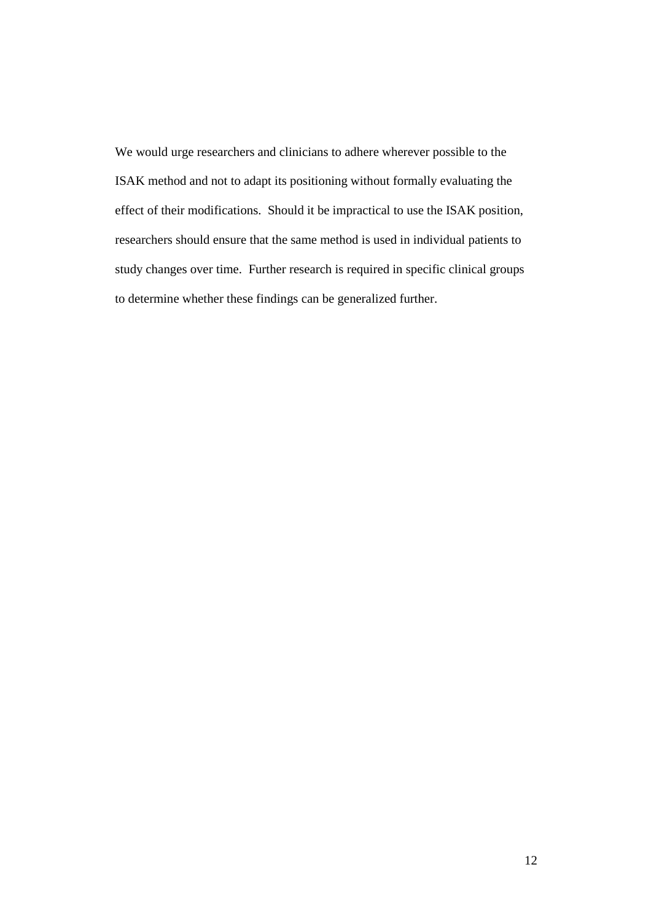We would urge researchers and clinicians to adhere wherever possible to the ISAK method and not to adapt its positioning without formally evaluating the effect of their modifications. Should it be impractical to use the ISAK position, researchers should ensure that the same method is used in individual patients to study changes over time. Further research is required in specific clinical groups to determine whether these findings can be generalized further.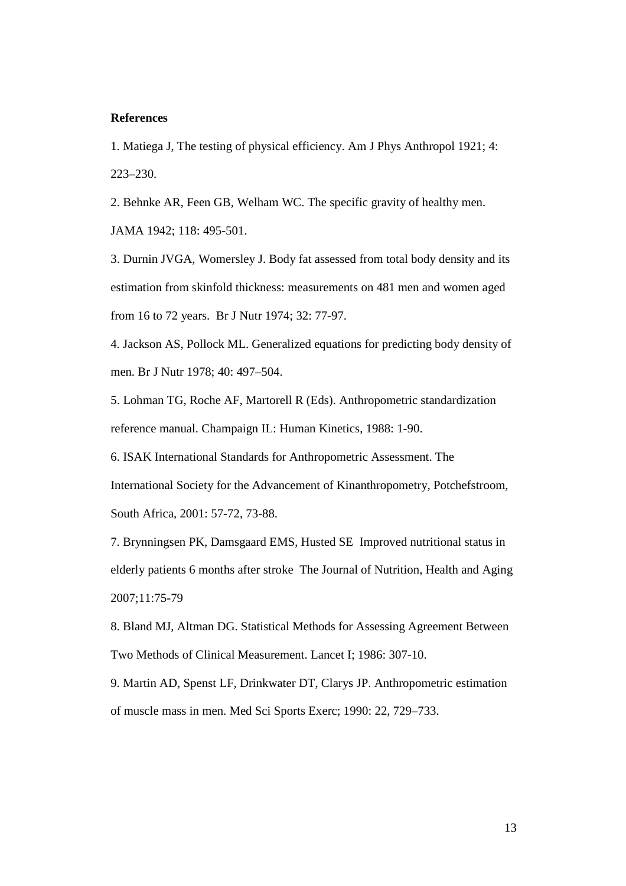**References**

1. Matiega J, The testing of physical efficiency. Am J Phys Anthropol 1921; 4: 223–230.

2. Behnke AR, Feen GB, Welham WC. The specific gravity of healthy men. JAMA 1942; 118: 495-501.

3. Durnin JVGA, Womersley J. Body fat assessed from total body density and its estimation from skinfold thickness: measurements on 481 men and women aged from 16 to 72 years. Br J Nutr 1974; 32: 77-97.

4. Jackson AS, Pollock ML. Generalized equations for predicting body density of men. Br J Nutr 1978; 40: 497–504.

5. Lohman TG, Roche AF, Martorell R (Eds). Anthropometric standardization reference manual. Champaign IL: Human Kinetics, 1988: 1-90.

6. ISAK International Standards for Anthropometric Assessment. The International Society for the Advancement of Kinanthropometry, Potchefstroom, South Africa, 2001: 57-72, 73-88.

7. Brynningsen PK, Damsgaard EMS, Husted SE Improved nutritional status in elderly patients 6 months after stroke The Journal of Nutrition, Health and Aging 2007;11:75-79

8. Bland MJ, Altman DG. Statistical Methods for Assessing Agreement Between Two Methods of Clinical Measurement. Lancet I; 1986: 307-10.

9. Martin AD, Spenst LF, Drinkwater DT, Clarys JP. Anthropometric estimation of muscle mass in men. Med Sci Sports Exerc; 1990: 22, 729–733.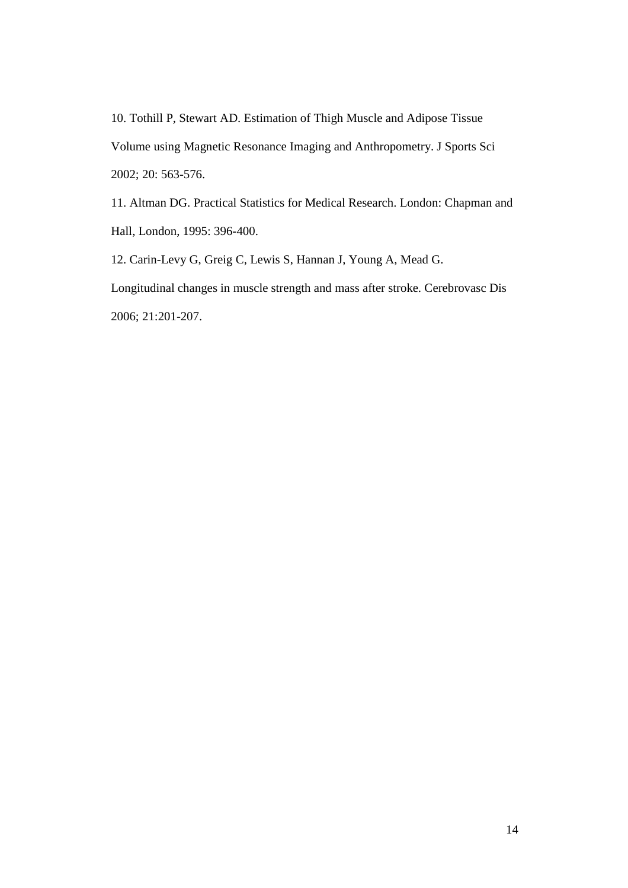10. Tothill P, Stewart AD. Estimation of Thigh Muscle and Adipose Tissue Volume using Magnetic Resonance Imaging and Anthropometry. J Sports Sci 2002; 20: 563-576.

11. Altman DG. Practical Statistics for Medical Research. London: Chapman and Hall, London, 1995: 396-400.

12. Carin-Levy G, Greig C, Lewis S, Hannan J, Young A, Mead G. Longitudinal changes in muscle strength and mass after stroke. Cerebrovasc Dis 2006; 21:201-207.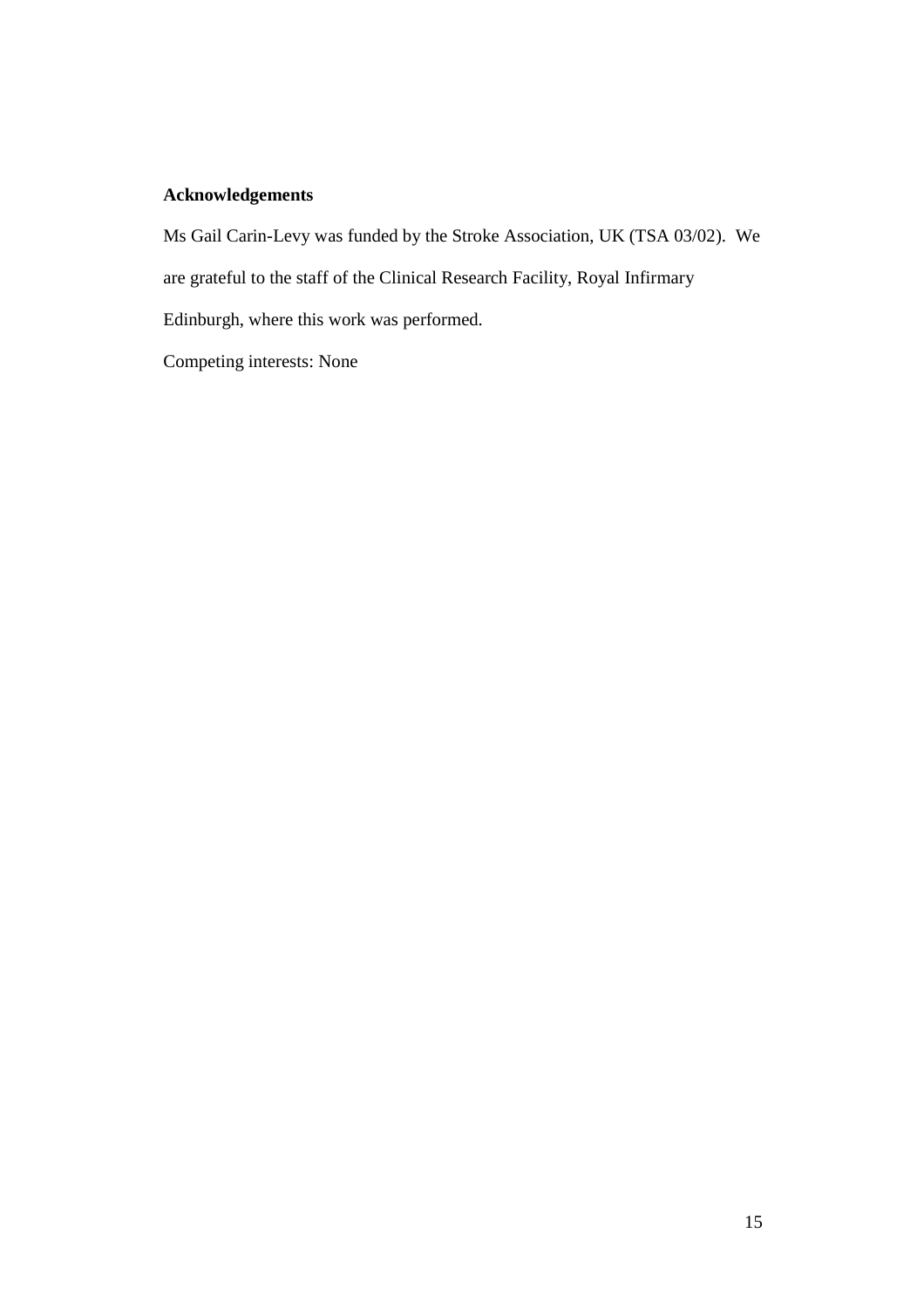**Acknowledgements**

Ms Gail Carin-Levy was funded by the Stroke Association, UK (TSA 03/02). We are grateful to the staff of the Clinical Research Facility, Royal Infirmary Edinburgh, where this work was performed.

Competing interests: None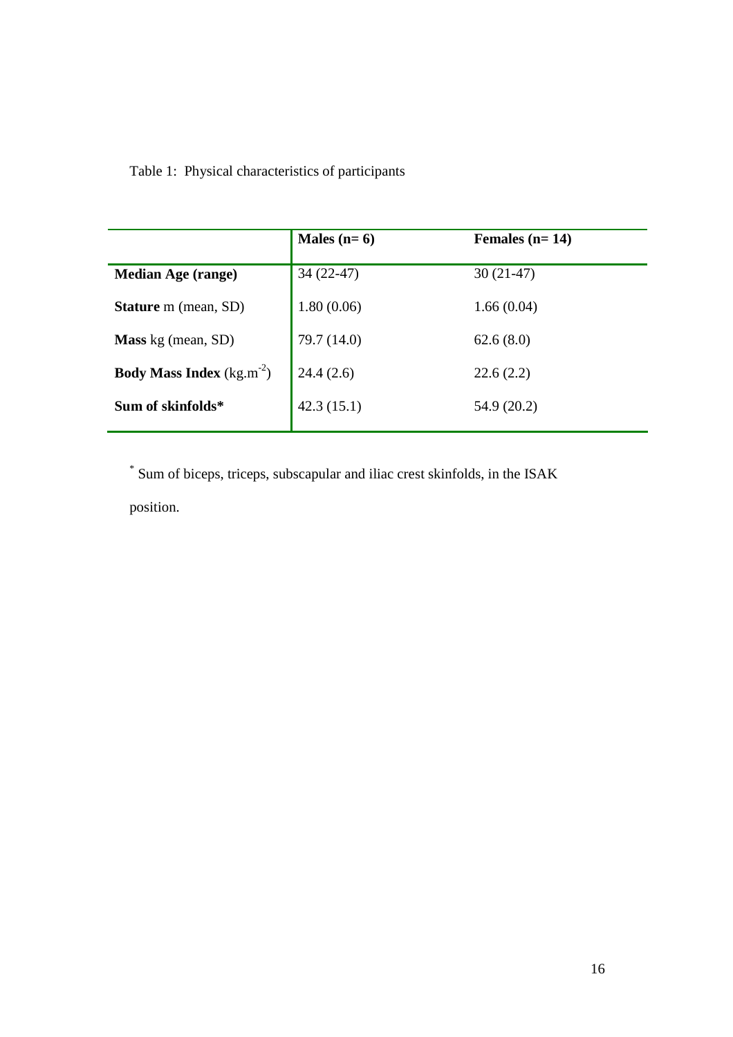Table 1: Physical characteristics of participants

| | **Males (n= 6)** | **Females (n= 14)** |
|---|---|---|
| **Median Age (range)** | 34 (22-47) | 30 (21-47) |
| **Stature** m (mean, SD) | 1.80 (0.06) | 1.66 (0.04) |
| **Mass** kg (mean, SD) | 79.7 (14.0) | 62.6 (8.0) |
| **Body Mass Index** ($kg.m^{-2}$) | 24.4 (2.6) | 22.6 (2.2) |
| **Sum of skinfolds*** | 42.3 (15.1) | 54.9 (20.2) |

* Sum of biceps, triceps, subscapular and iliac crest skinfolds, in the ISAK position.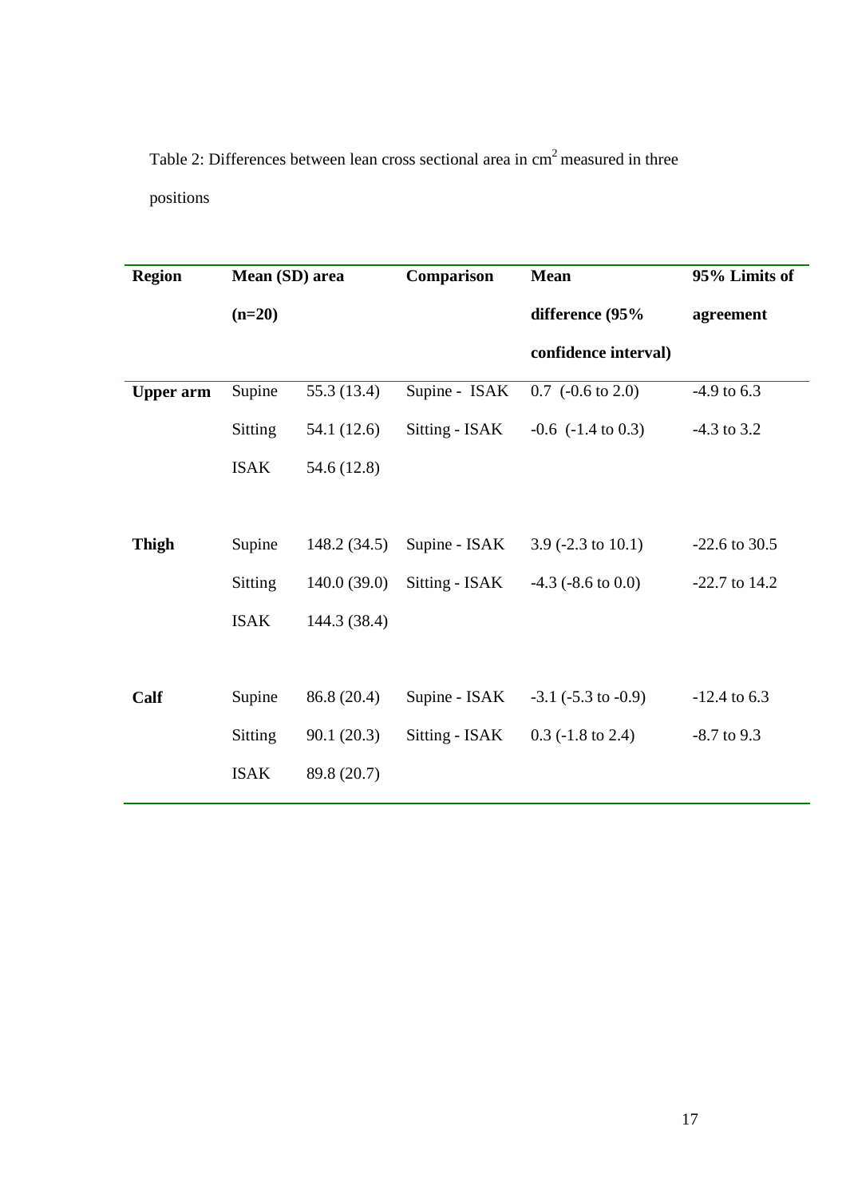Table 2: Differences between lean cross sectional area in cm$^2$ measured in three positions

| Region | Mean (SD) area (n=20) | | Comparison | Mean difference (95% confidence interval) | 95% Limits of agreement |
|---|---|---|---|---|---|
| **Upper arm** | Supine | 55.3 (13.4) | Supine - ISAK | 0.7 (-0.6 to 2.0) | -4.9 to 6.3 |
| | Sitting | 54.1 (12.6) | Sitting - ISAK | -0.6 (-1.4 to 0.3) | -4.3 to 3.2 |
| | ISAK | 54.6 (12.8) | | | |
| **Thigh** | Supine | 148.2 (34.5) | Supine - ISAK | 3.9 (-2.3 to 10.1) | -22.6 to 30.5 |
| | Sitting | 140.0 (39.0) | Sitting - ISAK | -4.3 (-8.6 to 0.0) | -22.7 to 14.2 |
| | ISAK | 144.3 (38.4) | | | |
| **Calf** | Supine | 86.8 (20.4) | Supine - ISAK | -3.1 (-5.3 to -0.9) | -12.4 to 6.3 |
| | Sitting | 90.1 (20.3) | Sitting - ISAK | 0.3 (-1.8 to 2.4) | -8.7 to 9.3 |
| | ISAK | 89.8 (20.7) | | | |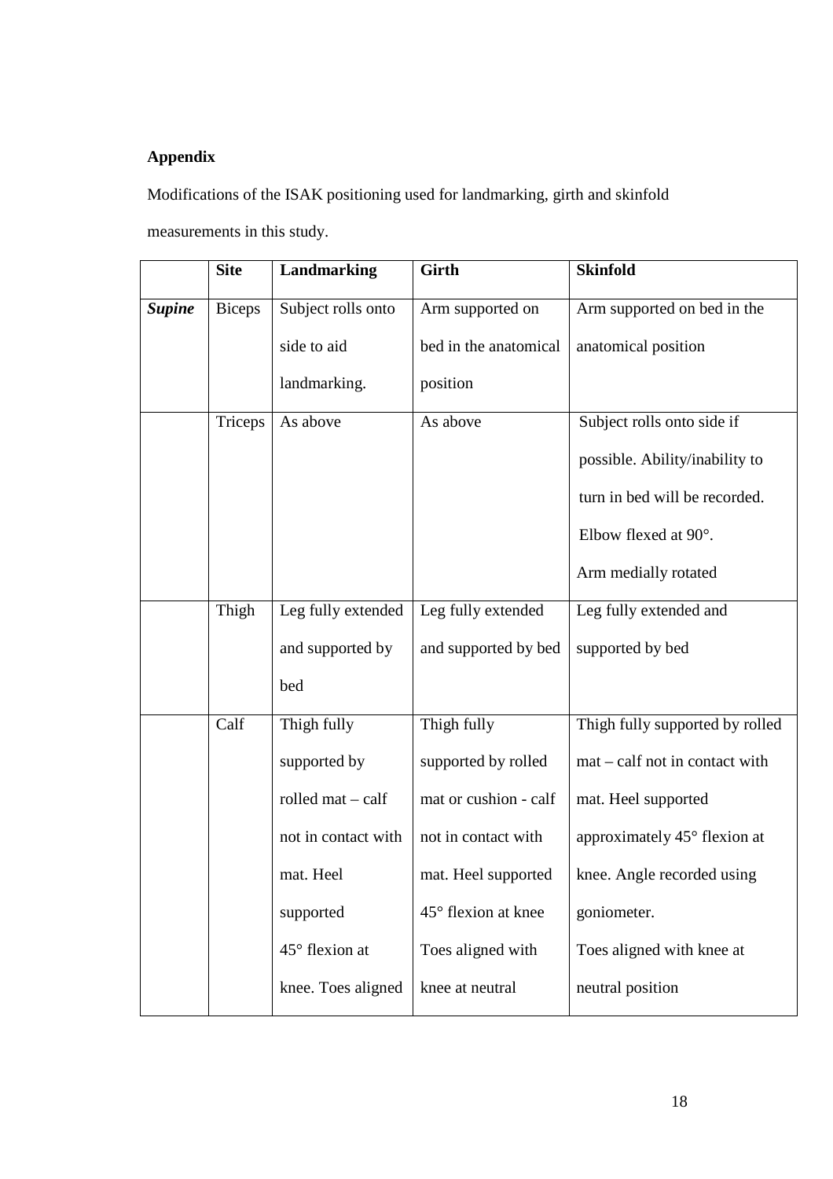**Appendix**

Modifications of the ISAK positioning used for landmarking, girth and skinfold measurements in this study.

| | Site | Landmarking | Girth | Skinfold |
|---|---|---|---|---|
| ***Supine*** | Biceps | Subject rolls onto side to aid landmarking. | Arm supported on bed in the anatomical position | Arm supported on bed in the anatomical position |
| | Triceps | As above | As above | Subject rolls onto side if possible. Ability/inability to turn in bed will be recorded. Elbow flexed at 90°. Arm medially rotated |
| | Thigh | Leg fully extended and supported by bed | Leg fully extended and supported by bed | Leg fully extended and supported by bed |
| | Calf | Thigh fully supported by rolled mat – calf not in contact with mat. Heel supported 45° flexion at knee. Toes aligned | Thigh fully supported by rolled mat or cushion - calf not in contact with mat. Heel supported 45° flexion at knee Toes aligned with knee at neutral | Thigh fully supported by rolled mat – calf not in contact with mat. Heel supported approximately 45° flexion at knee. Angle recorded using goniometer. Toes aligned with knee at neutral position |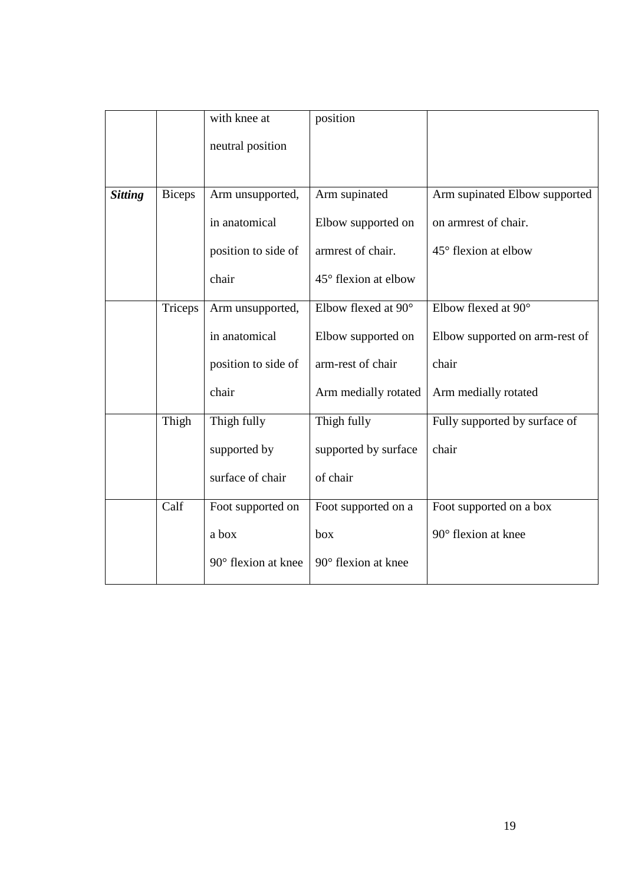| | | | | |
|---|---|---|---|---|
| | | with knee at neutral position | position | |
| ***Sitting*** | Biceps | Arm unsupported, in anatomical position to side of chair | Arm supinated Elbow supported on armrest of chair. 45° flexion at elbow | Arm supinated Elbow supported on armrest of chair. 45° flexion at elbow |
| | Triceps | Arm unsupported, in anatomical position to side of chair | Elbow flexed at 90° Elbow supported on arm-rest of chair Arm medially rotated | Elbow flexed at 90° Elbow supported on arm-rest of chair Arm medially rotated |
| | Thigh | Thigh fully supported by surface of chair | Thigh fully supported by surface of chair | Fully supported by surface of chair |
| | Calf | Foot supported on a box 90° flexion at knee | Foot supported on a box 90° flexion at knee | Foot supported on a box 90° flexion at knee |